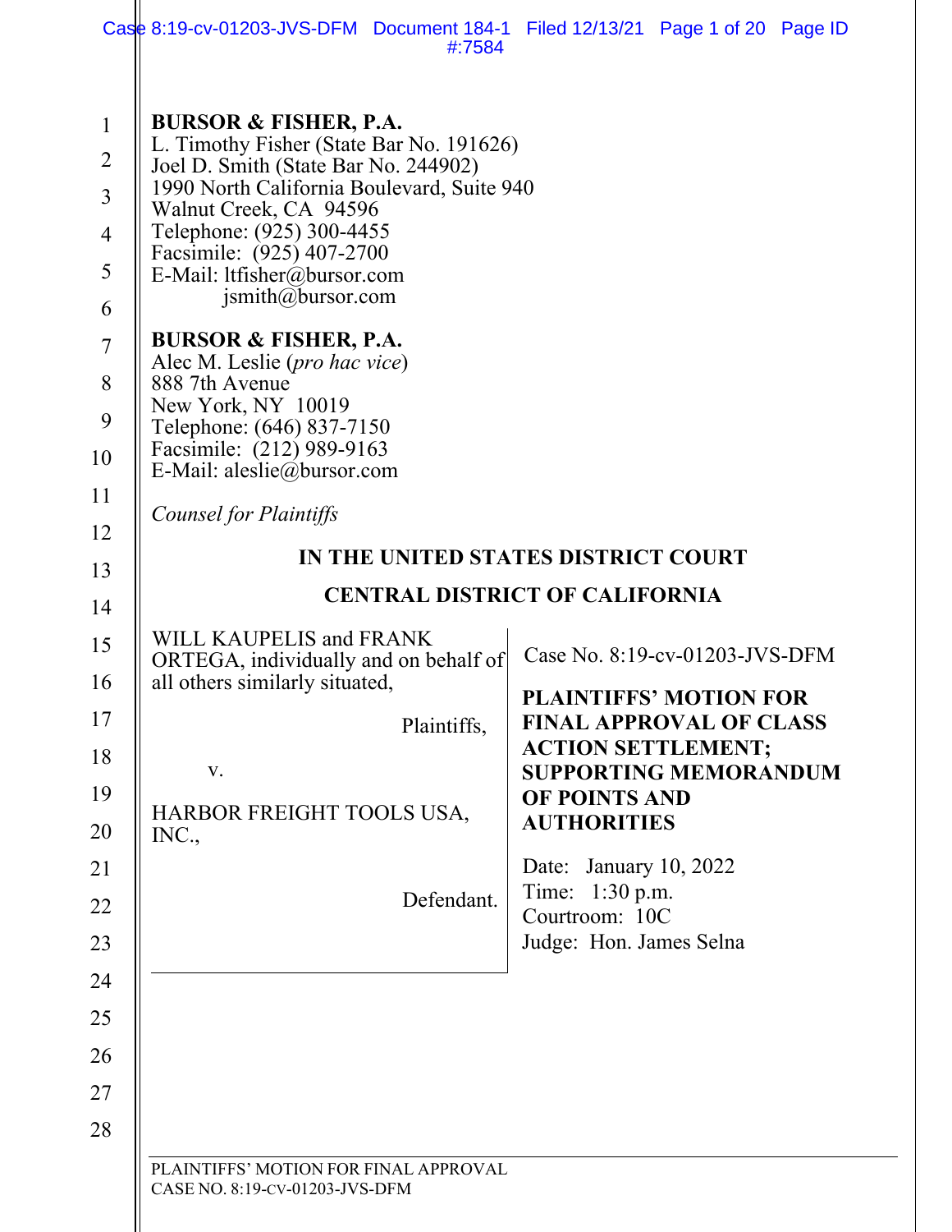**BURSOR & FISHER, P.A.**
L. Timothy Fisher (State Bar No. 191626)
Joel D. Smith (State Bar No. 244902)
1990 North California Boulevard, Suite 940
Walnut Creek, CA 94596
Telephone: (925) 300-4455
Facsimile: (925) 407-2700
E-Mail: ltfisher@bursor.com
jsmith@bursor.com

**BURSOR & FISHER, P.A.**
Alec M. Leslie (*pro hac vice*)
888 7th Avenue
New York, NY 10019
Telephone: (646) 837-7150
Facsimile: (212) 989-9163
E-Mail: aleslie@bursor.com

*Counsel for Plaintiffs*

**IN THE UNITED STATES DISTRICT COURT**

**CENTRAL DISTRICT OF CALIFORNIA**

WILL KAUPELIS and FRANK ORTEGA, individually and on behalf of all others similarly situated,

Plaintiffs,

v.

HARBOR FREIGHT TOOLS USA, INC.,

Defendant.

Case No. 8:19-cv-01203-JVS-DFM

**PLAINTIFFS' MOTION FOR FINAL APPROVAL OF CLASS ACTION SETTLEMENT; SUPPORTING MEMORANDUM OF POINTS AND AUTHORITIES**

Date: January 10, 2022
Time: 1:30 p.m.
Courtroom: 10C
Judge: Hon. James Selna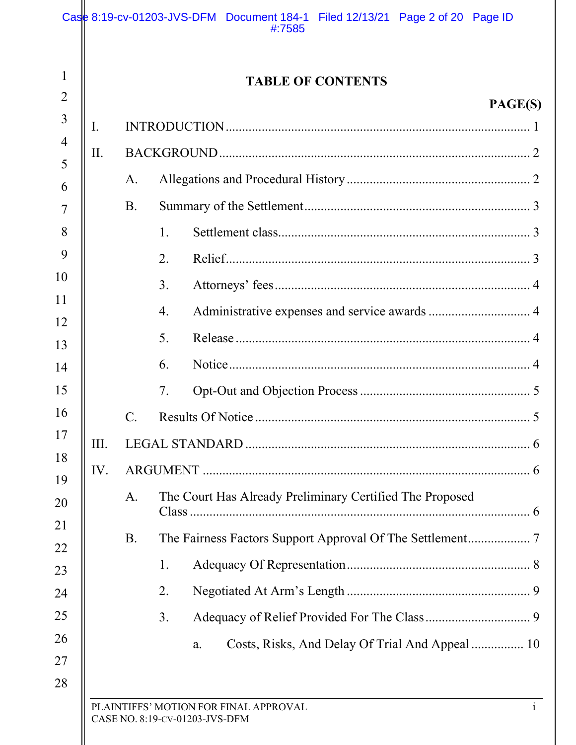## TABLE OF CONTENTS

**PAGE(S)**

I. INTRODUCTION ... 1

II. BACKGROUND ... 2

- A. Allegations and Procedural History ... 2
- B. Summary of the Settlement ... 3
  - 1. Settlement class ... 3
  - 2. Relief ... 3
  - 3. Attorneys' fees ... 4
  - 4. Administrative expenses and service awards ... 4
  - 5. Release ... 4
  - 6. Notice ... 4
  - 7. Opt-Out and Objection Process ... 5
- C. Results Of Notice ... 5

III. LEGAL STANDARD ... 6

IV. ARGUMENT ... 6

- A. The Court Has Already Preliminary Certified The Proposed Class ... 6
- B. The Fairness Factors Support Approval Of The Settlement ... 7
  - 1. Adequacy Of Representation ... 8
  - 2. Negotiated At Arm's Length ... 9
  - 3. Adequacy of Relief Provided For The Class ... 9
    - a. Costs, Risks, And Delay Of Trial And Appeal ... 10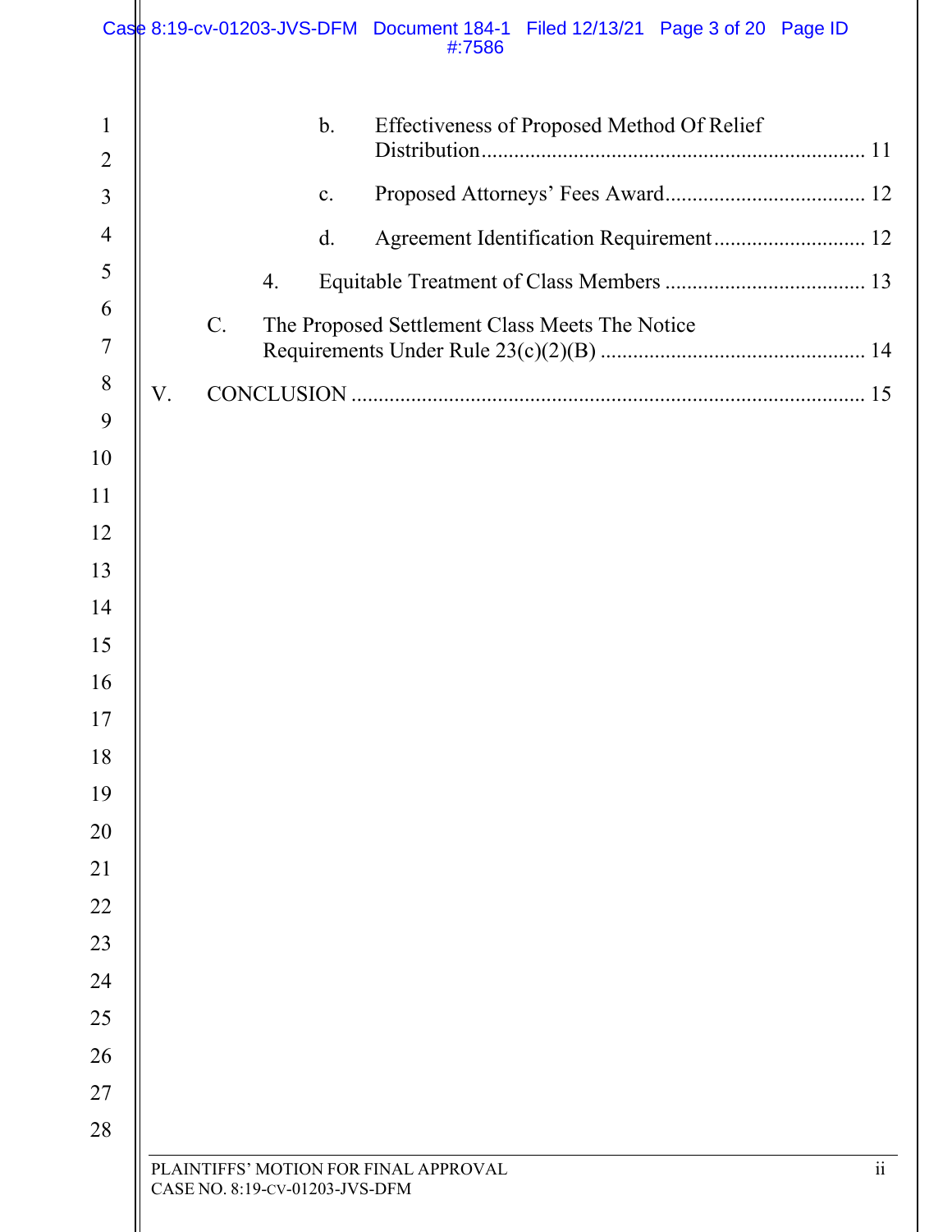b. Effectiveness of Proposed Method Of Relief Distribution ....................................................................... 11

c. Proposed Attorneys' Fees Award ..................................... 12

d. Agreement Identification Requirement ............................ 12

4. Equitable Treatment of Class Members ..................................... 13

C. The Proposed Settlement Class Meets The Notice Requirements Under Rule 23(c)(2)(B) ................................................. 14

V. CONCLUSION ............................................................................................. 15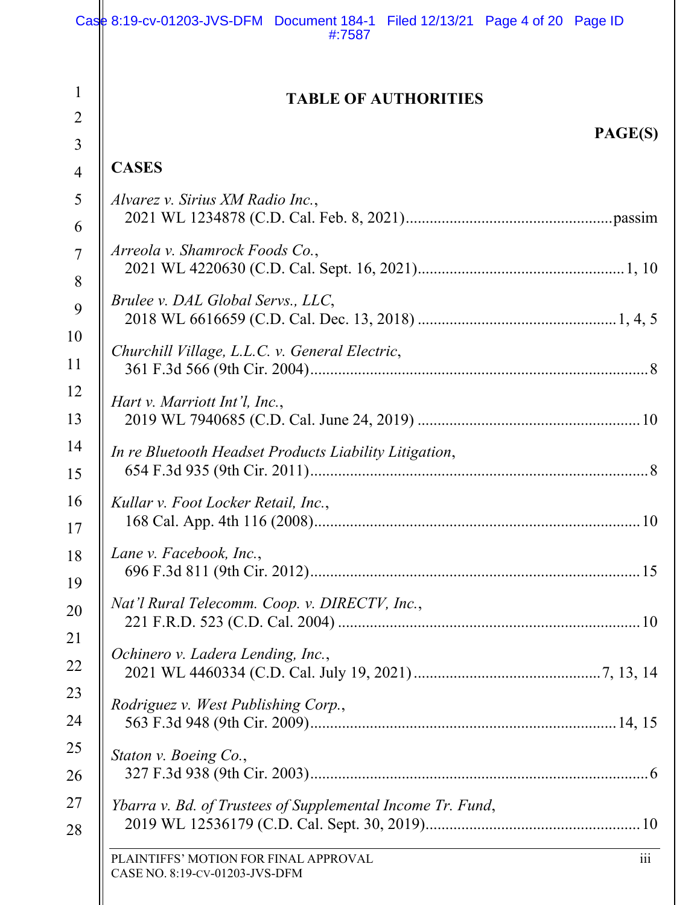# TABLE OF AUTHORITIES

**PAGE(S)**

**CASES**

*Alvarez v. Sirius XM Radio Inc.*,
2021 WL 1234878 (C.D. Cal. Feb. 8, 2021) .................................................. passim

*Arreola v. Shamrock Foods Co.*,
2021 WL 4220630 (C.D. Cal. Sept. 16, 2021) .................................................. 1, 10

*Brulee v. DAL Global Servs., LLC*,
2018 WL 6616659 (C.D. Cal. Dec. 13, 2018) .................................................. 1, 4, 5

*Churchill Village, L.L.C. v. General Electric*,
361 F.3d 566 (9th Cir. 2004) .................................................. 8

*Hart v. Marriott Int'l, Inc.*,
2019 WL 7940685 (C.D. Cal. June 24, 2019) .................................................. 10

*In re Bluetooth Headset Products Liability Litigation*,
654 F.3d 935 (9th Cir. 2011) .................................................. 8

*Kullar v. Foot Locker Retail, Inc.*,
168 Cal. App. 4th 116 (2008) .................................................. 10

*Lane v. Facebook, Inc.*,
696 F.3d 811 (9th Cir. 2012) .................................................. 15

*Nat'l Rural Telecomm. Coop. v. DIRECTV, Inc.*,
221 F.R.D. 523 (C.D. Cal. 2004) .................................................. 10

*Ochinero v. Ladera Lending, Inc.*,
2021 WL 4460334 (C.D. Cal. July 19, 2021) .................................................. 7, 13, 14

*Rodriguez v. West Publishing Corp.*,
563 F.3d 948 (9th Cir. 2009) .................................................. 14, 15

*Staton v. Boeing Co.*,
327 F.3d 938 (9th Cir. 2003) .................................................. 6

*Ybarra v. Bd. of Trustees of Supplemental Income Tr. Fund*,
2019 WL 12536179 (C.D. Cal. Sept. 30, 2019) .................................................. 10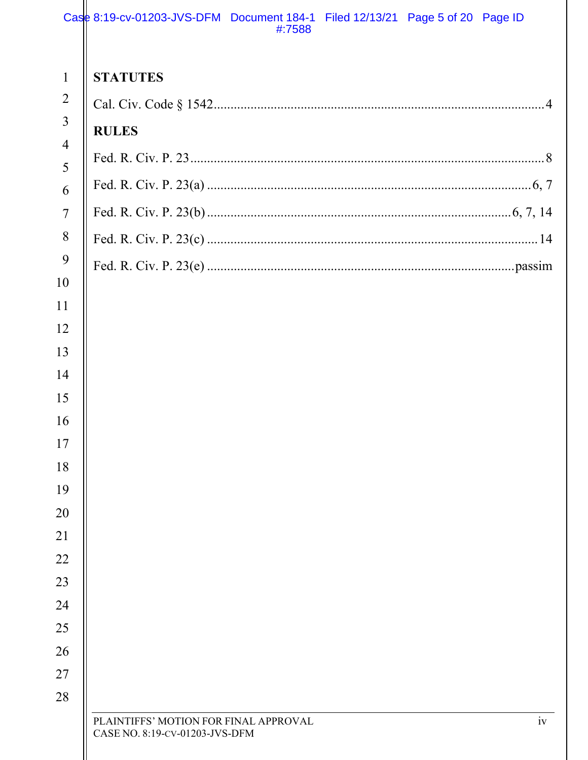**STATUTES**

Cal. Civ. Code § 1542 .......... 4

**RULES**

Fed. R. Civ. P. 23 .......... 8

Fed. R. Civ. P. 23(a) .......... 6, 7

Fed. R. Civ. P. 23(b) .......... 6, 7, 14

Fed. R. Civ. P. 23(c) .......... 14

Fed. R. Civ. P. 23(e) .......... passim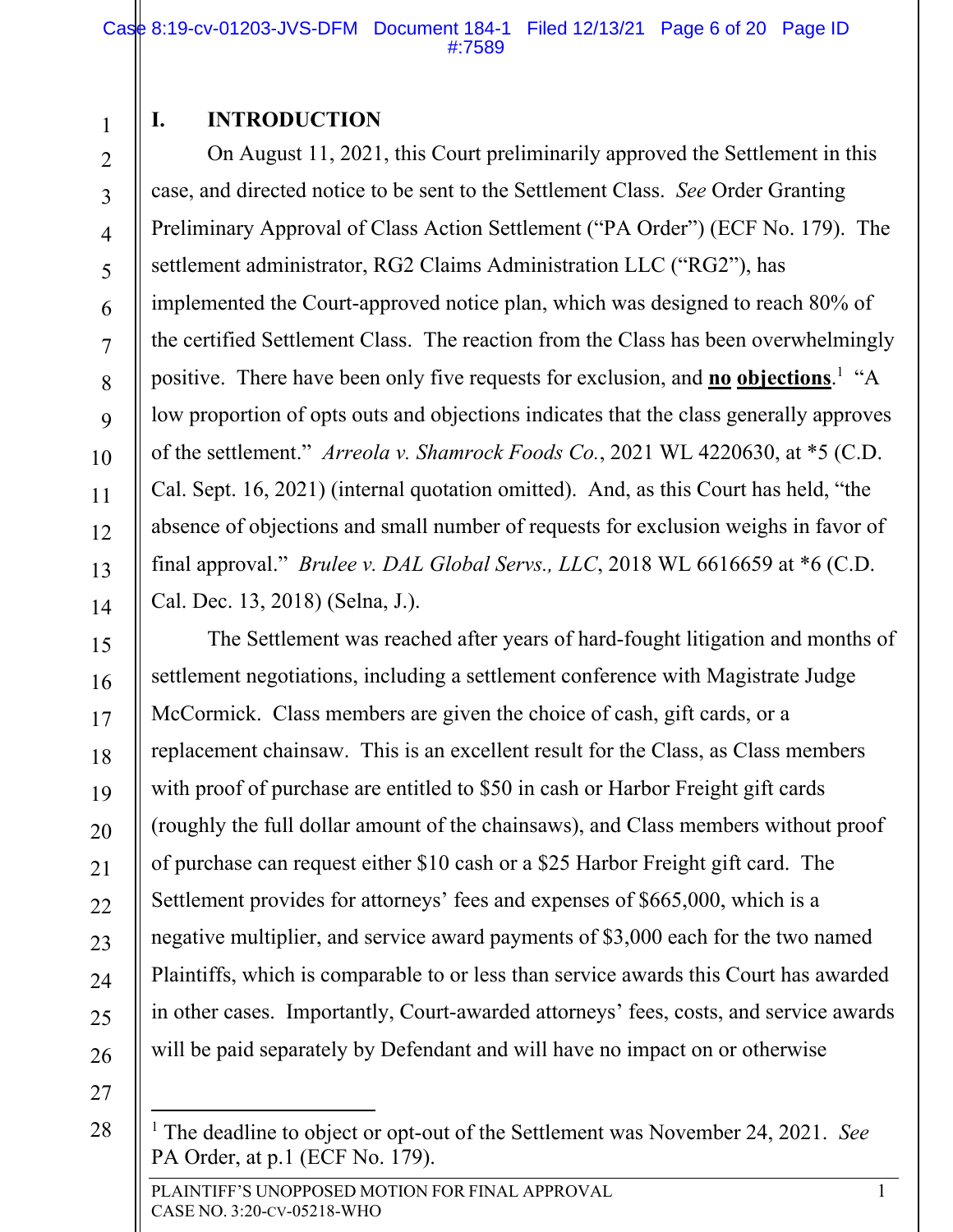## I. INTRODUCTION

On August 11, 2021, this Court preliminarily approved the Settlement in this case, and directed notice to be sent to the Settlement Class. *See* Order Granting Preliminary Approval of Class Action Settlement ("PA Order") (ECF No. 179). The settlement administrator, RG2 Claims Administration LLC ("RG2"), has implemented the Court-approved notice plan, which was designed to reach 80% of the certified Settlement Class. The reaction from the Class has been overwhelmingly positive. There have been only five requests for exclusion, and **no objections**.[1] "A low proportion of opts outs and objections indicates that the class generally approves of the settlement." *Arreola v. Shamrock Foods Co.*, 2021 WL 4220630, at *5 (C.D. Cal. Sept. 16, 2021) (internal quotation omitted). And, as this Court has held, "the absence of objections and small number of requests for exclusion weighs in favor of final approval." *Brulee v. DAL Global Servs., LLC*, 2018 WL 6616659 at *6 (C.D. Cal. Dec. 13, 2018) (Selna, J.).

The Settlement was reached after years of hard-fought litigation and months of settlement negotiations, including a settlement conference with Magistrate Judge McCormick. Class members are given the choice of cash, gift cards, or a replacement chainsaw. This is an excellent result for the Class, as Class members with proof of purchase are entitled to $50 in cash or Harbor Freight gift cards (roughly the full dollar amount of the chainsaws), and Class members without proof of purchase can request either $10 cash or a $25 Harbor Freight gift card. The Settlement provides for attorneys' fees and expenses of $665,000, which is a negative multiplier, and service award payments of $3,000 each for the two named Plaintiffs, which is comparable to or less than service awards this Court has awarded in other cases. Importantly, Court-awarded attorneys' fees, costs, and service awards will be paid separately by Defendant and will have no impact on or otherwise

[1] The deadline to object or opt-out of the Settlement was November 24, 2021. *See* PA Order, at p.1 (ECF No. 179).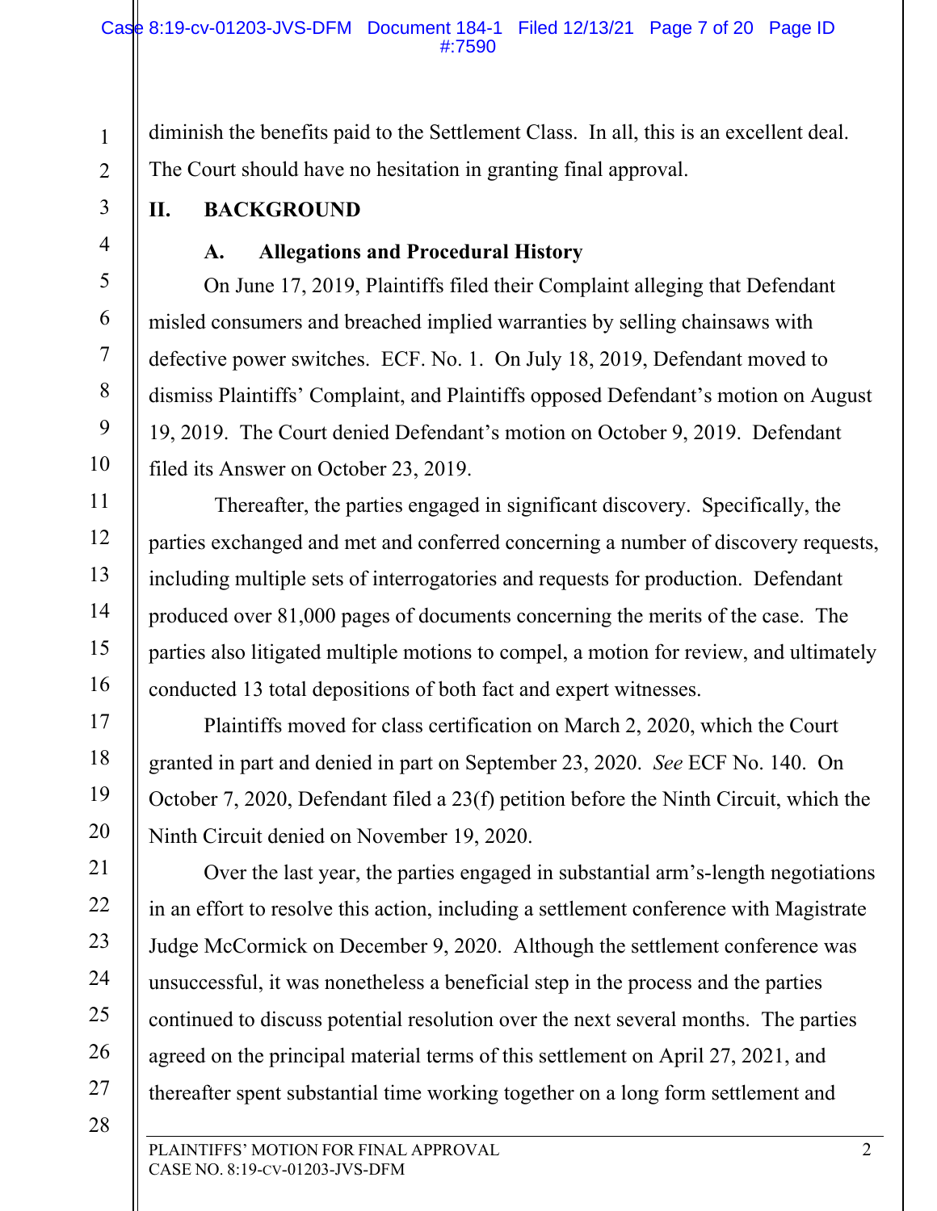diminish the benefits paid to the Settlement Class. In all, this is an excellent deal. The Court should have no hesitation in granting final approval.

## II. BACKGROUND

### A. Allegations and Procedural History

On June 17, 2019, Plaintiffs filed their Complaint alleging that Defendant misled consumers and breached implied warranties by selling chainsaws with defective power switches. ECF. No. 1. On July 18, 2019, Defendant moved to dismiss Plaintiffs' Complaint, and Plaintiffs opposed Defendant's motion on August 19, 2019. The Court denied Defendant's motion on October 9, 2019. Defendant filed its Answer on October 23, 2019.

Thereafter, the parties engaged in significant discovery. Specifically, the parties exchanged and met and conferred concerning a number of discovery requests, including multiple sets of interrogatories and requests for production. Defendant produced over 81,000 pages of documents concerning the merits of the case. The parties also litigated multiple motions to compel, a motion for review, and ultimately conducted 13 total depositions of both fact and expert witnesses.

Plaintiffs moved for class certification on March 2, 2020, which the Court granted in part and denied in part on September 23, 2020. *See* ECF No. 140. On October 7, 2020, Defendant filed a 23(f) petition before the Ninth Circuit, which the Ninth Circuit denied on November 19, 2020.

Over the last year, the parties engaged in substantial arm's-length negotiations in an effort to resolve this action, including a settlement conference with Magistrate Judge McCormick on December 9, 2020. Although the settlement conference was unsuccessful, it was nonetheless a beneficial step in the process and the parties continued to discuss potential resolution over the next several months. The parties agreed on the principal material terms of this settlement on April 27, 2021, and thereafter spent substantial time working together on a long form settlement and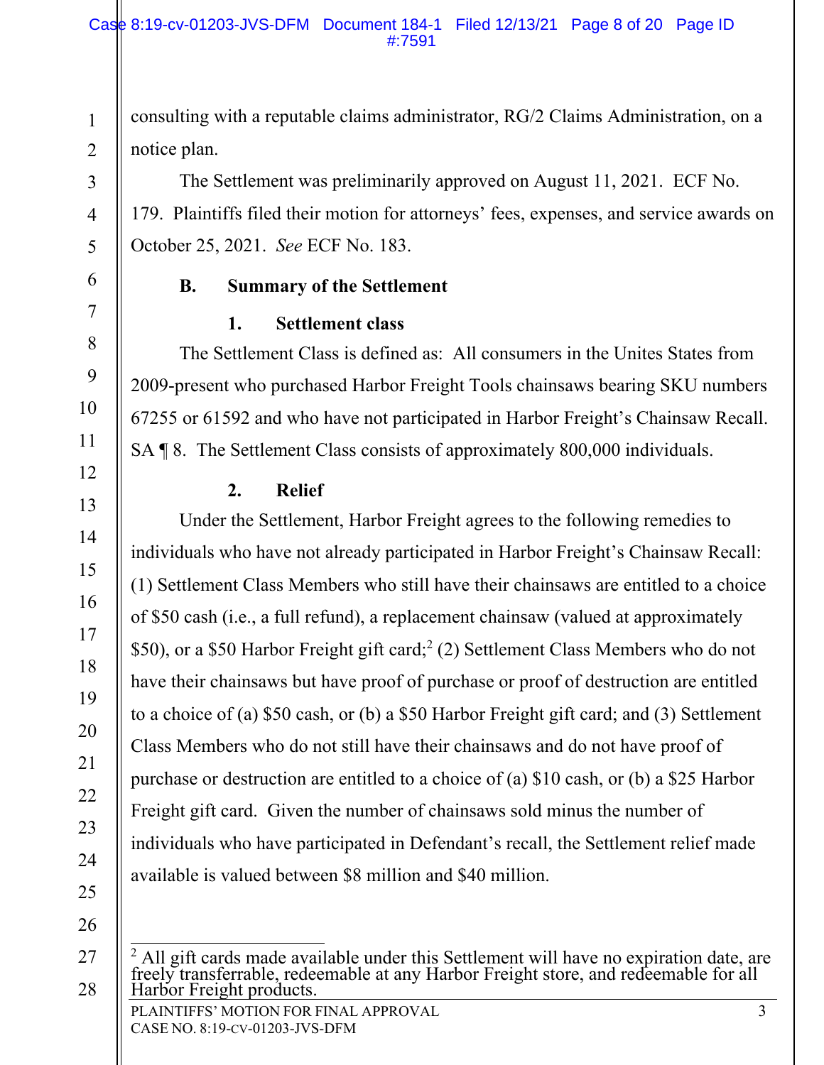consulting with a reputable claims administrator, RG/2 Claims Administration, on a notice plan.

The Settlement was preliminarily approved on August 11, 2021. ECF No. 179. Plaintiffs filed their motion for attorneys' fees, expenses, and service awards on October 25, 2021. *See* ECF No. 183.

### B. Summary of the Settlement

#### 1. Settlement class

The Settlement Class is defined as: All consumers in the Unites States from 2009-present who purchased Harbor Freight Tools chainsaws bearing SKU numbers 67255 or 61592 and who have not participated in Harbor Freight's Chainsaw Recall. SA ¶ 8. The Settlement Class consists of approximately 800,000 individuals.

#### 2. Relief

Under the Settlement, Harbor Freight agrees to the following remedies to individuals who have not already participated in Harbor Freight's Chainsaw Recall: (1) Settlement Class Members who still have their chainsaws are entitled to a choice of $50 cash (i.e., a full refund), a replacement chainsaw (valued at approximately $50), or a $50 Harbor Freight gift card;[2] (2) Settlement Class Members who do not have their chainsaws but have proof of purchase or proof of destruction are entitled to a choice of (a) $50 cash, or (b) a $50 Harbor Freight gift card; and (3) Settlement Class Members who do not still have their chainsaws and do not have proof of purchase or destruction are entitled to a choice of (a) $10 cash, or (b) a $25 Harbor Freight gift card. Given the number of chainsaws sold minus the number of individuals who have participated in Defendant's recall, the Settlement relief made available is valued between $8 million and $40 million.

---

[2] All gift cards made available under this Settlement will have no expiration date, are freely transferrable, redeemable at any Harbor Freight store, and redeemable for all Harbor Freight products.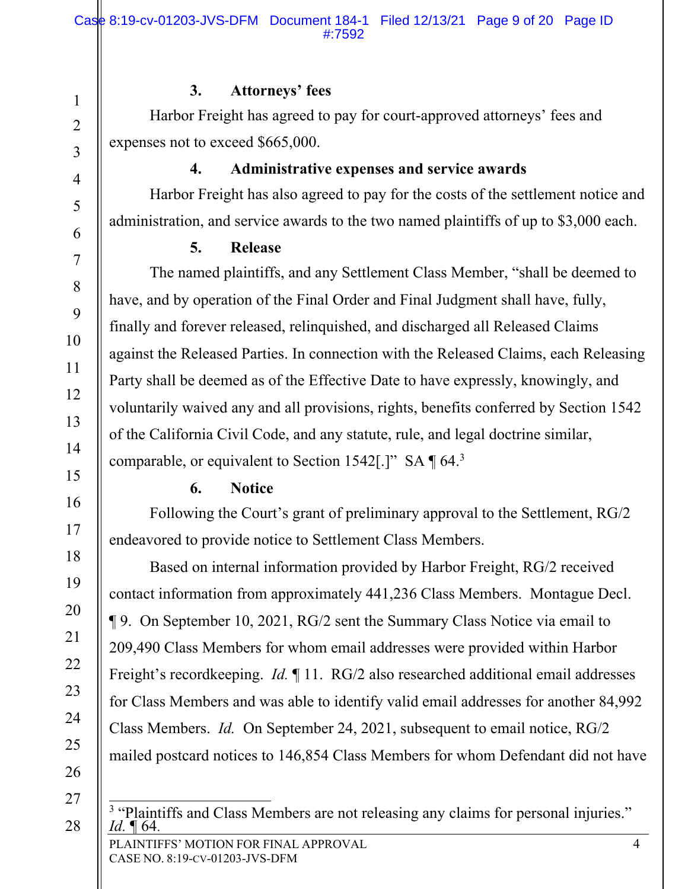### 3. Attorneys' fees

Harbor Freight has agreed to pay for court-approved attorneys' fees and expenses not to exceed $665,000.

### 4. Administrative expenses and service awards

Harbor Freight has also agreed to pay for the costs of the settlement notice and administration, and service awards to the two named plaintiffs of up to $3,000 each.

### 5. Release

The named plaintiffs, and any Settlement Class Member, "shall be deemed to have, and by operation of the Final Order and Final Judgment shall have, fully, finally and forever released, relinquished, and discharged all Released Claims against the Released Parties. In connection with the Released Claims, each Releasing Party shall be deemed as of the Effective Date to have expressly, knowingly, and voluntarily waived any and all provisions, rights, benefits conferred by Section 1542 of the California Civil Code, and any statute, rule, and legal doctrine similar, comparable, or equivalent to Section 1542[.]" SA ¶ 64.[3]

### 6. Notice

Following the Court's grant of preliminary approval to the Settlement, RG/2 endeavored to provide notice to Settlement Class Members.

Based on internal information provided by Harbor Freight, RG/2 received contact information from approximately 441,236 Class Members. Montague Decl. ¶ 9. On September 10, 2021, RG/2 sent the Summary Class Notice via email to 209,490 Class Members for whom email addresses were provided within Harbor Freight's recordkeeping. *Id.* ¶ 11. RG/2 also researched additional email addresses for Class Members and was able to identify valid email addresses for another 84,992 Class Members. *Id.* On September 24, 2021, subsequent to email notice, RG/2 mailed postcard notices to 146,854 Class Members for whom Defendant did not have

[3] "Plaintiffs and Class Members are not releasing any claims for personal injuries." *Id.* ¶ 64.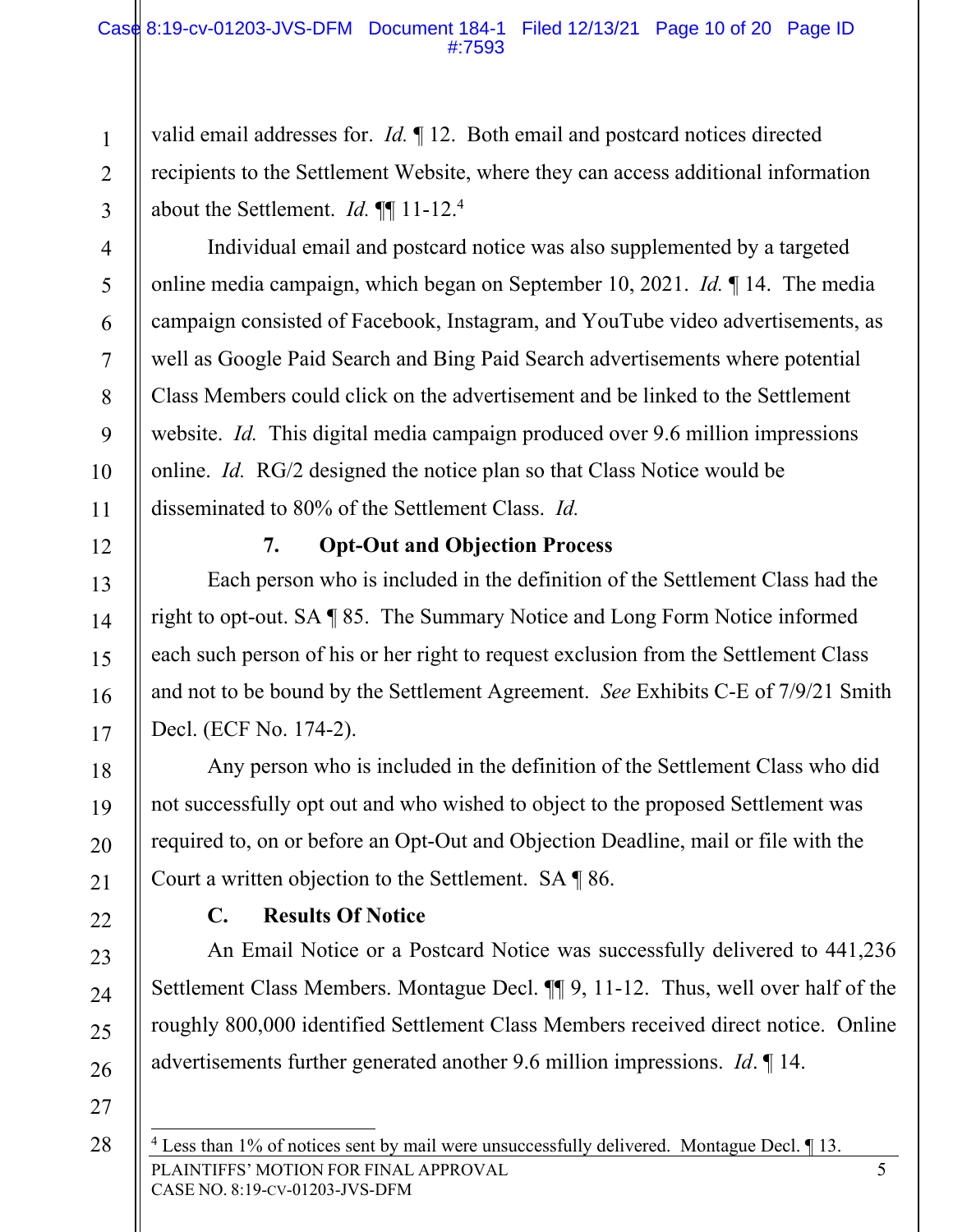valid email addresses for. *Id.* ¶ 12. Both email and postcard notices directed recipients to the Settlement Website, where they can access additional information about the Settlement. *Id.* ¶¶ 11-12.[4]

Individual email and postcard notice was also supplemented by a targeted online media campaign, which began on September 10, 2021. *Id.* ¶ 14. The media campaign consisted of Facebook, Instagram, and YouTube video advertisements, as well as Google Paid Search and Bing Paid Search advertisements where potential Class Members could click on the advertisement and be linked to the Settlement website. *Id.* This digital media campaign produced over 9.6 million impressions online. *Id.* RG/2 designed the notice plan so that Class Notice would be disseminated to 80% of the Settlement Class. *Id.*

### 7. Opt-Out and Objection Process

Each person who is included in the definition of the Settlement Class had the right to opt-out. SA ¶ 85. The Summary Notice and Long Form Notice informed each such person of his or her right to request exclusion from the Settlement Class and not to be bound by the Settlement Agreement. *See* Exhibits C-E of 7/9/21 Smith Decl. (ECF No. 174-2).

Any person who is included in the definition of the Settlement Class who did not successfully opt out and who wished to object to the proposed Settlement was required to, on or before an Opt-Out and Objection Deadline, mail or file with the Court a written objection to the Settlement. SA ¶ 86.

## C. Results Of Notice

An Email Notice or a Postcard Notice was successfully delivered to 441,236 Settlement Class Members. Montague Decl. ¶¶ 9, 11-12. Thus, well over half of the roughly 800,000 identified Settlement Class Members received direct notice. Online advertisements further generated another 9.6 million impressions. *Id*. ¶ 14.

---

[4] Less than 1% of notices sent by mail were unsuccessfully delivered. Montague Decl. ¶ 13.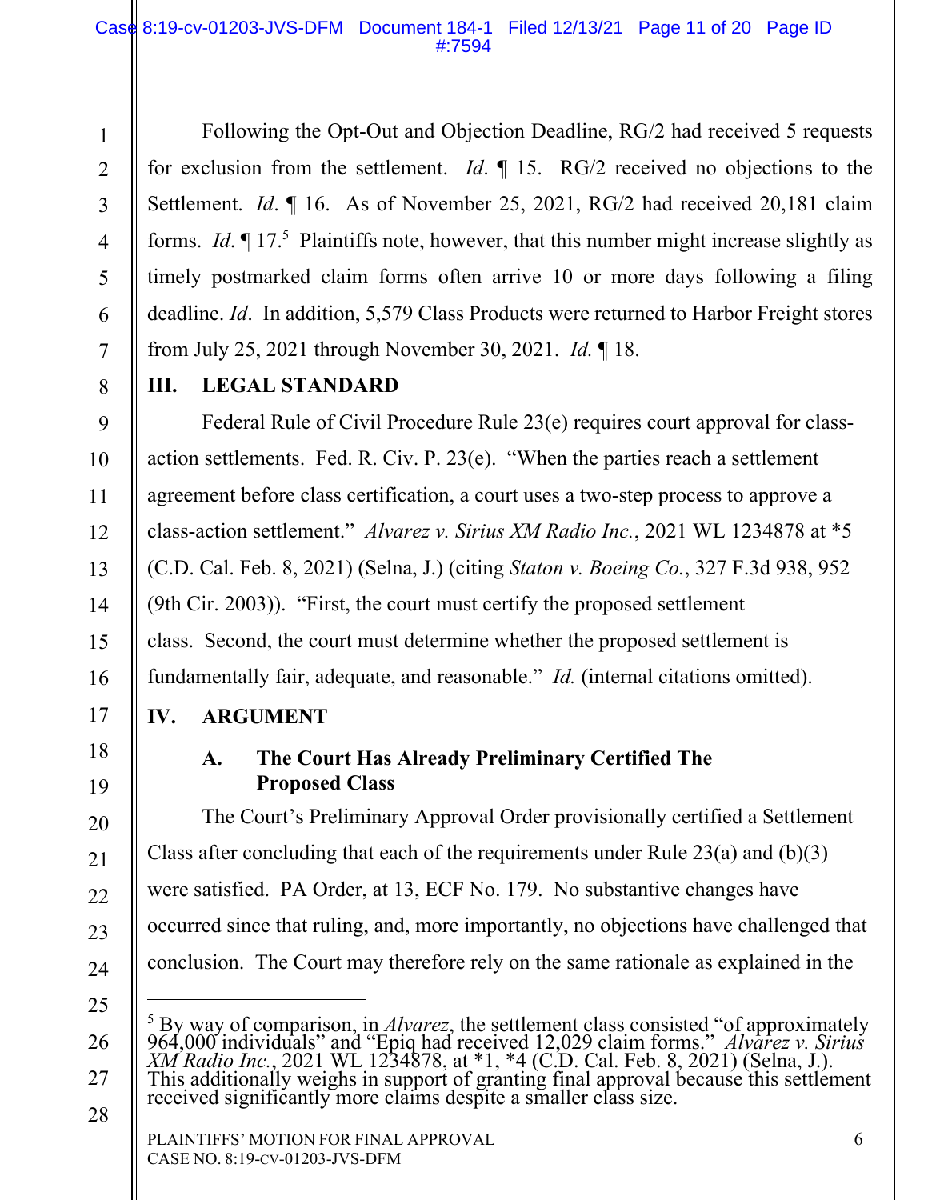Following the Opt-Out and Objection Deadline, RG/2 had received 5 requests for exclusion from the settlement. *Id*. ¶ 15. RG/2 received no objections to the Settlement. *Id*. ¶ 16. As of November 25, 2021, RG/2 had received 20,181 claim forms. *Id*. ¶ 17.[5] Plaintiffs note, however, that this number might increase slightly as timely postmarked claim forms often arrive 10 or more days following a filing deadline. *Id*. In addition, 5,579 Class Products were returned to Harbor Freight stores from July 25, 2021 through November 30, 2021. *Id.* ¶ 18.

## III. LEGAL STANDARD

Federal Rule of Civil Procedure Rule 23(e) requires court approval for class-action settlements. Fed. R. Civ. P. 23(e). "When the parties reach a settlement agreement before class certification, a court uses a two-step process to approve a class-action settlement." *Alvarez v. Sirius XM Radio Inc.*, 2021 WL 1234878 at *5 (C.D. Cal. Feb. 8, 2021) (Selna, J.) (citing *Staton v. Boeing Co.*, 327 F.3d 938, 952 (9th Cir. 2003)). "First, the court must certify the proposed settlement class. Second, the court must determine whether the proposed settlement is fundamentally fair, adequate, and reasonable." *Id.* (internal citations omitted).

## IV. ARGUMENT

### A. The Court Has Already Preliminary Certified The Proposed Class

The Court's Preliminary Approval Order provisionally certified a Settlement Class after concluding that each of the requirements under Rule 23(a) and (b)(3) were satisfied. PA Order, at 13, ECF No. 179. No substantive changes have occurred since that ruling, and, more importantly, no objections have challenged that conclusion. The Court may therefore rely on the same rationale as explained in the

---

[5] By way of comparison, in *Alvarez*, the settlement class consisted "of approximately 964,000 individuals" and "Epiq had received 12,029 claim forms." *Alvarez v. Sirius XM Radio Inc.*, 2021 WL 1234878, at *1, *4 (C.D. Cal. Feb. 8, 2021) (Selna, J.). This additionally weighs in support of granting final approval because this settlement received significantly more claims despite a smaller class size.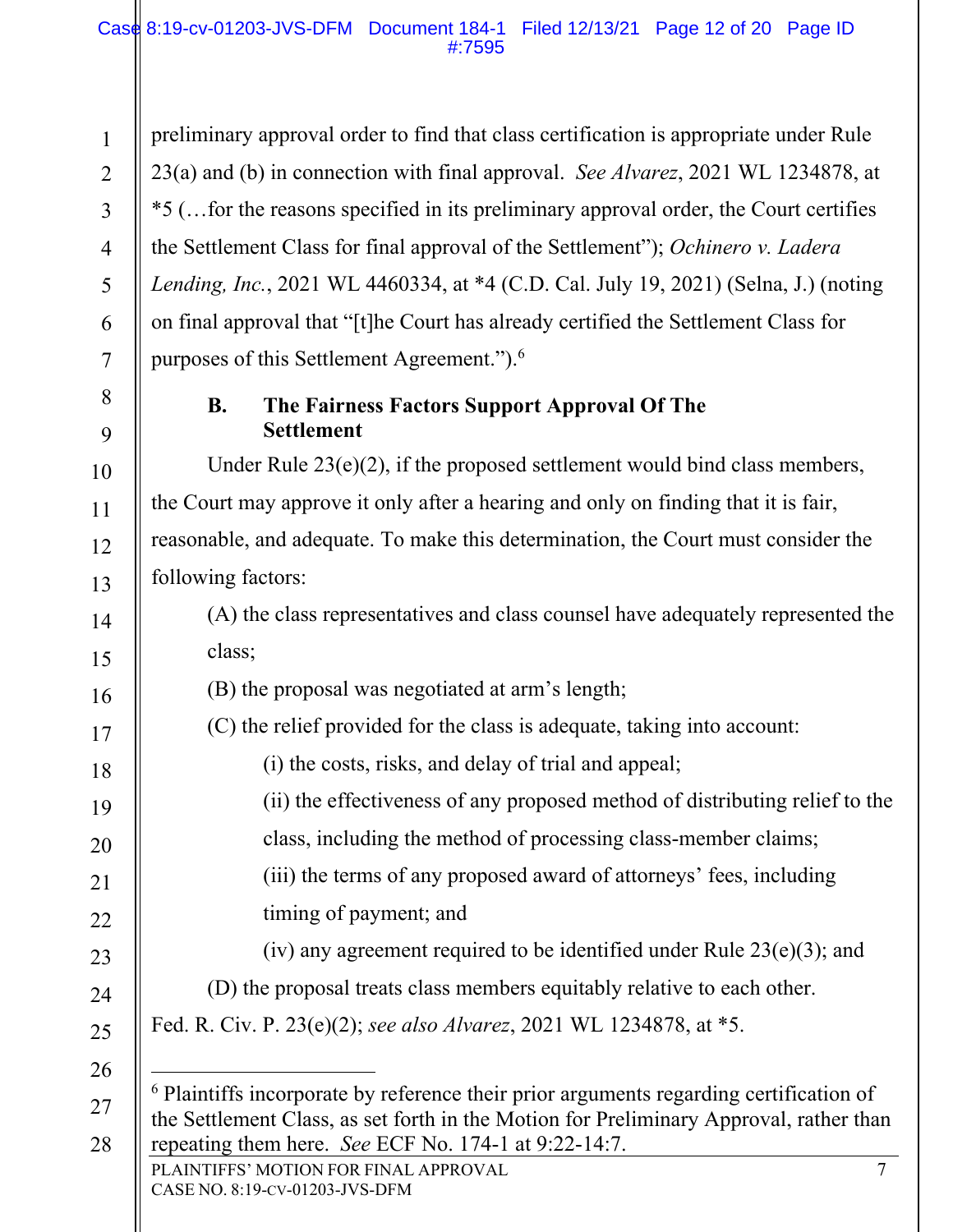preliminary approval order to find that class certification is appropriate under Rule 23(a) and (b) in connection with final approval. *See Alvarez*, 2021 WL 1234878, at *5 (…for the reasons specified in its preliminary approval order, the Court certifies the Settlement Class for final approval of the Settlement"); *Ochinero v. Ladera Lending, Inc.*, 2021 WL 4460334, at *4 (C.D. Cal. July 19, 2021) (Selna, J.) (noting on final approval that "[t]he Court has already certified the Settlement Class for purposes of this Settlement Agreement.").[6]

### B. The Fairness Factors Support Approval Of The Settlement

Under Rule 23(e)(2), if the proposed settlement would bind class members, the Court may approve it only after a hearing and only on finding that it is fair, reasonable, and adequate. To make this determination, the Court must consider the following factors:

> (A) the class representatives and class counsel have adequately represented the class;
>
> (B) the proposal was negotiated at arm's length;
>
> (C) the relief provided for the class is adequate, taking into account:
>
> > (i) the costs, risks, and delay of trial and appeal;
> >
> > (ii) the effectiveness of any proposed method of distributing relief to the class, including the method of processing class-member claims;
> >
> > (iii) the terms of any proposed award of attorneys' fees, including timing of payment; and
> >
> > (iv) any agreement required to be identified under Rule 23(e)(3); and
>
> (D) the proposal treats class members equitably relative to each other.

Fed. R. Civ. P. 23(e)(2); *see also Alvarez*, 2021 WL 1234878, at *5.

---

[6] Plaintiffs incorporate by reference their prior arguments regarding certification of the Settlement Class, as set forth in the Motion for Preliminary Approval, rather than repeating them here. *See* ECF No. 174-1 at 9:22-14:7.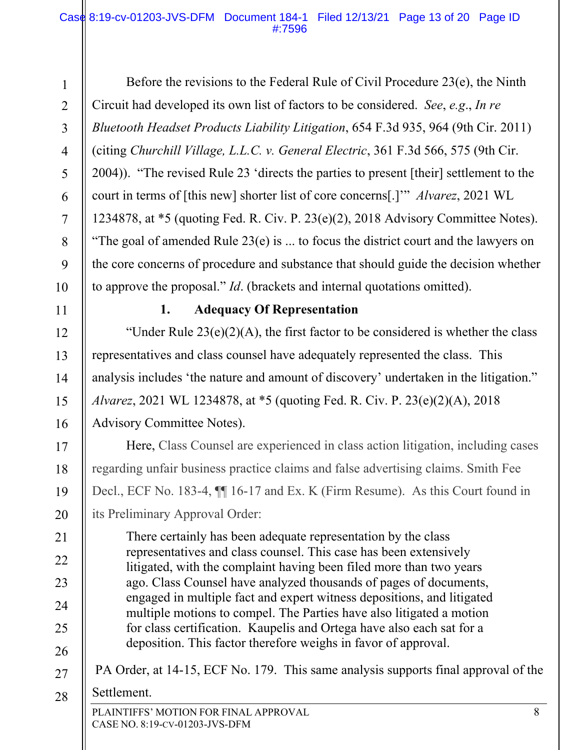Before the revisions to the Federal Rule of Civil Procedure 23(e), the Ninth Circuit had developed its own list of factors to be considered. *See*, *e.g.*, *In re Bluetooth Headset Products Liability Litigation*, 654 F.3d 935, 964 (9th Cir. 2011) (citing *Churchill Village, L.L.C. v. General Electric*, 361 F.3d 566, 575 (9th Cir. 2004)). "The revised Rule 23 'directs the parties to present [their] settlement to the court in terms of [this new] shorter list of core concerns[.]'" *Alvarez*, 2021 WL 1234878, at *5 (quoting Fed. R. Civ. P. 23(e)(2), 2018 Advisory Committee Notes). "The goal of amended Rule 23(e) is ... to focus the district court and the lawyers on the core concerns of procedure and substance that should guide the decision whether to approve the proposal." *Id*. (brackets and internal quotations omitted).

### 1. Adequacy Of Representation

"Under Rule 23(e)(2)(A), the first factor to be considered is whether the class representatives and class counsel have adequately represented the class. This analysis includes 'the nature and amount of discovery' undertaken in the litigation." *Alvarez*, 2021 WL 1234878, at *5 (quoting Fed. R. Civ. P. 23(e)(2)(A), 2018 Advisory Committee Notes).

Here, Class Counsel are experienced in class action litigation, including cases regarding unfair business practice claims and false advertising claims. Smith Fee Decl., ECF No. 183-4, ¶¶ 16-17 and Ex. K (Firm Resume). As this Court found in its Preliminary Approval Order:

> There certainly has been adequate representation by the class representatives and class counsel. This case has been extensively litigated, with the complaint having been filed more than two years ago. Class Counsel have analyzed thousands of pages of documents, engaged in multiple fact and expert witness depositions, and litigated multiple motions to compel. The Parties have also litigated a motion for class certification. Kaupelis and Ortega have also each sat for a deposition. This factor therefore weighs in favor of approval.

PA Order, at 14-15, ECF No. 179. This same analysis supports final approval of the Settlement.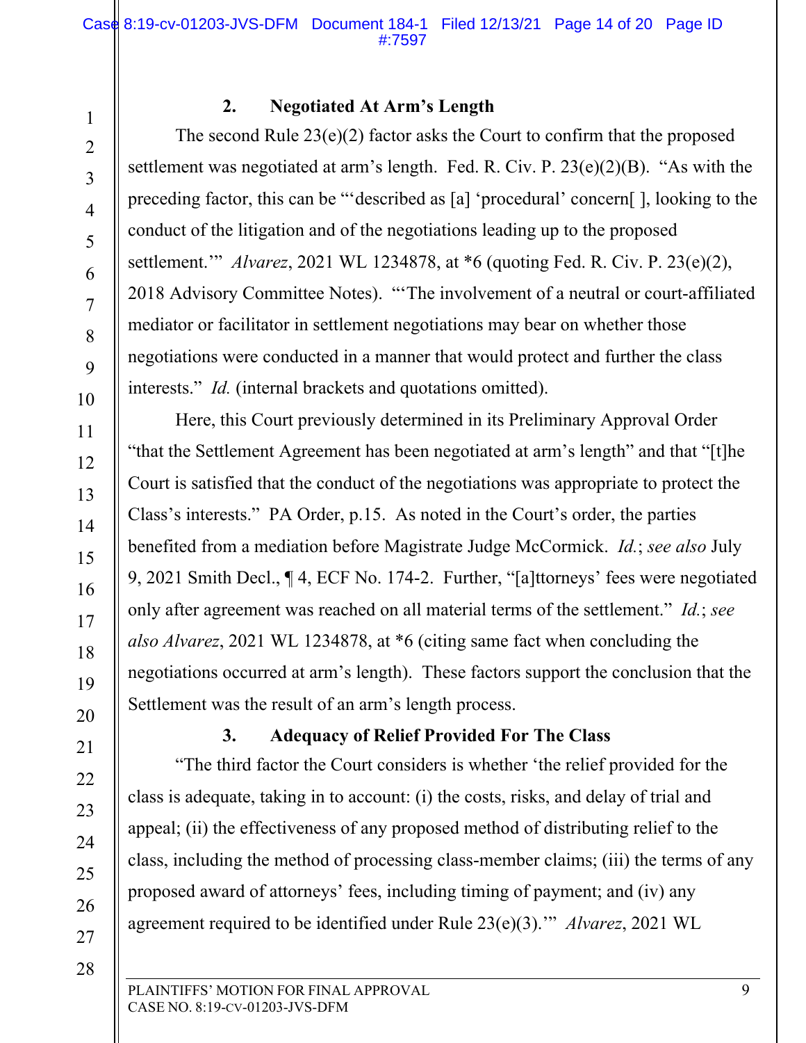### 2. Negotiated At Arm's Length

The second Rule 23(e)(2) factor asks the Court to confirm that the proposed settlement was negotiated at arm's length. Fed. R. Civ. P. 23(e)(2)(B). "As with the preceding factor, this can be "'described as [a] 'procedural' concern[ ], looking to the conduct of the litigation and of the negotiations leading up to the proposed settlement.'" *Alvarez*, 2021 WL 1234878, at *6 (quoting Fed. R. Civ. P. 23(e)(2), 2018 Advisory Committee Notes). "'The involvement of a neutral or court-affiliated mediator or facilitator in settlement negotiations may bear on whether those negotiations were conducted in a manner that would protect and further the class interests." *Id.* (internal brackets and quotations omitted).

Here, this Court previously determined in its Preliminary Approval Order "that the Settlement Agreement has been negotiated at arm's length" and that "[t]he Court is satisfied that the conduct of the negotiations was appropriate to protect the Class's interests." PA Order, p.15. As noted in the Court's order, the parties benefited from a mediation before Magistrate Judge McCormick. *Id.*; *see also* July 9, 2021 Smith Decl., ¶ 4, ECF No. 174-2. Further, "[a]ttorneys' fees were negotiated only after agreement was reached on all material terms of the settlement." *Id.*; *see also Alvarez*, 2021 WL 1234878, at *6 (citing same fact when concluding the negotiations occurred at arm's length). These factors support the conclusion that the Settlement was the result of an arm's length process.

### 3. Adequacy of Relief Provided For The Class

"The third factor the Court considers is whether 'the relief provided for the class is adequate, taking in to account: (i) the costs, risks, and delay of trial and appeal; (ii) the effectiveness of any proposed method of distributing relief to the class, including the method of processing class-member claims; (iii) the terms of any proposed award of attorneys' fees, including timing of payment; and (iv) any agreement required to be identified under Rule 23(e)(3).'" *Alvarez*, 2021 WL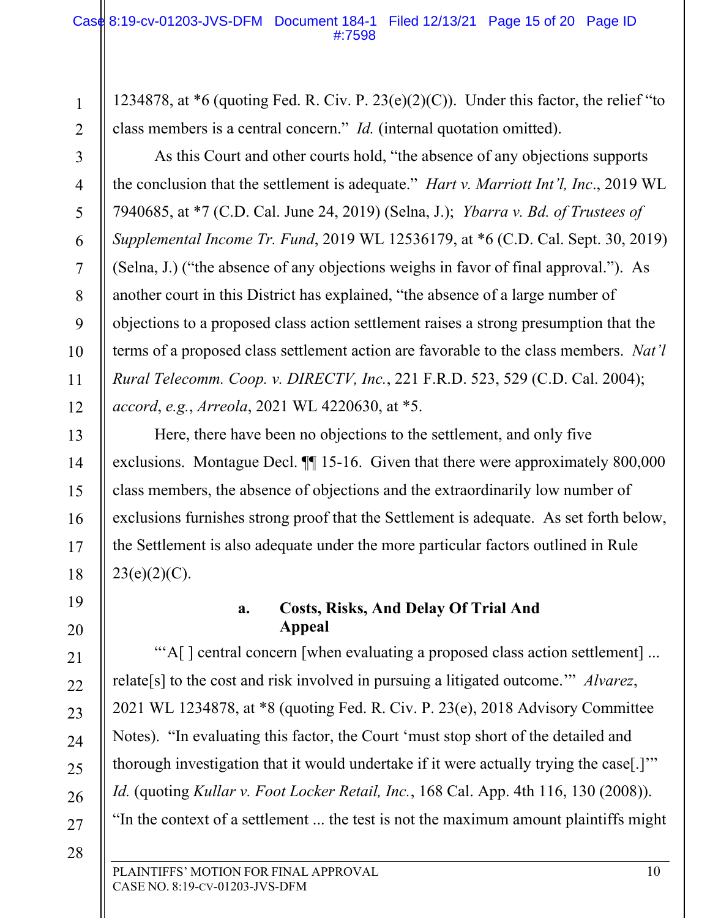1234878, at *6 (quoting Fed. R. Civ. P. 23(e)(2)(C)). Under this factor, the relief "to class members is a central concern." *Id.* (internal quotation omitted).

As this Court and other courts hold, "the absence of any objections supports the conclusion that the settlement is adequate." *Hart v. Marriott Int'l, Inc.*, 2019 WL 7940685, at *7 (C.D. Cal. June 24, 2019) (Selna, J.); *Ybarra v. Bd. of Trustees of Supplemental Income Tr. Fund*, 2019 WL 12536179, at *6 (C.D. Cal. Sept. 30, 2019) (Selna, J.) ("the absence of any objections weighs in favor of final approval."). As another court in this District has explained, "the absence of a large number of objections to a proposed class action settlement raises a strong presumption that the terms of a proposed class settlement action are favorable to the class members. *Nat'l Rural Telecomm. Coop. v. DIRECTV, Inc.*, 221 F.R.D. 523, 529 (C.D. Cal. 2004); *accord*, *e.g.*, *Arreola*, 2021 WL 4220630, at *5.

Here, there have been no objections to the settlement, and only five exclusions. Montague Decl. ¶¶ 15-16. Given that there were approximately 800,000 class members, the absence of objections and the extraordinarily low number of exclusions furnishes strong proof that the Settlement is adequate. As set forth below, the Settlement is also adequate under the more particular factors outlined in Rule 23(e)(2)(C).

**a. Costs, Risks, And Delay Of Trial And Appeal**

"'A[ ] central concern [when evaluating a proposed class action settlement] ... relate[s] to the cost and risk involved in pursuing a litigated outcome.'" *Alvarez*, 2021 WL 1234878, at *8 (quoting Fed. R. Civ. P. 23(e), 2018 Advisory Committee Notes). "In evaluating this factor, the Court 'must stop short of the detailed and thorough investigation that it would undertake if it were actually trying the case[.]'" *Id.* (quoting *Kullar v. Foot Locker Retail, Inc.*, 168 Cal. App. 4th 116, 130 (2008)). "In the context of a settlement ... the test is not the maximum amount plaintiffs might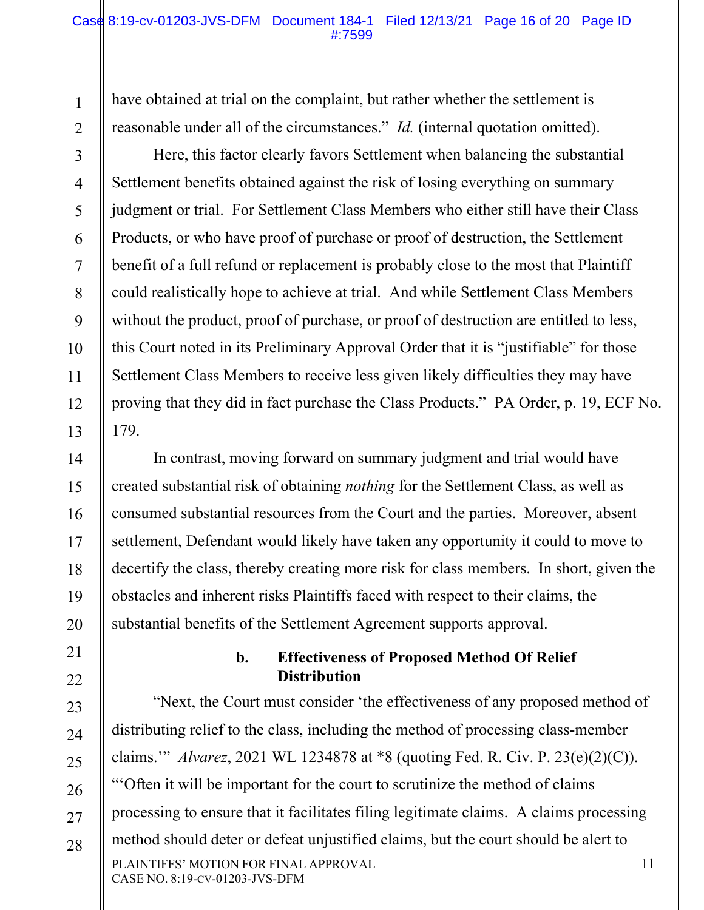have obtained at trial on the complaint, but rather whether the settlement is reasonable under all of the circumstances." *Id.* (internal quotation omitted).

Here, this factor clearly favors Settlement when balancing the substantial Settlement benefits obtained against the risk of losing everything on summary judgment or trial. For Settlement Class Members who either still have their Class Products, or who have proof of purchase or proof of destruction, the Settlement benefit of a full refund or replacement is probably close to the most that Plaintiff could realistically hope to achieve at trial. And while Settlement Class Members without the product, proof of purchase, or proof of destruction are entitled to less, this Court noted in its Preliminary Approval Order that it is "justifiable" for those Settlement Class Members to receive less given likely difficulties they may have proving that they did in fact purchase the Class Products." PA Order, p. 19, ECF No. 179.

In contrast, moving forward on summary judgment and trial would have created substantial risk of obtaining *nothing* for the Settlement Class, as well as consumed substantial resources from the Court and the parties. Moreover, absent settlement, Defendant would likely have taken any opportunity it could to move to decertify the class, thereby creating more risk for class members. In short, given the obstacles and inherent risks Plaintiffs faced with respect to their claims, the substantial benefits of the Settlement Agreement supports approval.

**b. Effectiveness of Proposed Method Of Relief Distribution**

"Next, the Court must consider 'the effectiveness of any proposed method of distributing relief to the class, including the method of processing class-member claims.'" *Alvarez*, 2021 WL 1234878 at *8 (quoting Fed. R. Civ. P. 23(e)(2)(C)). "'Often it will be important for the court to scrutinize the method of claims processing to ensure that it facilitates filing legitimate claims. A claims processing method should deter or defeat unjustified claims, but the court should be alert to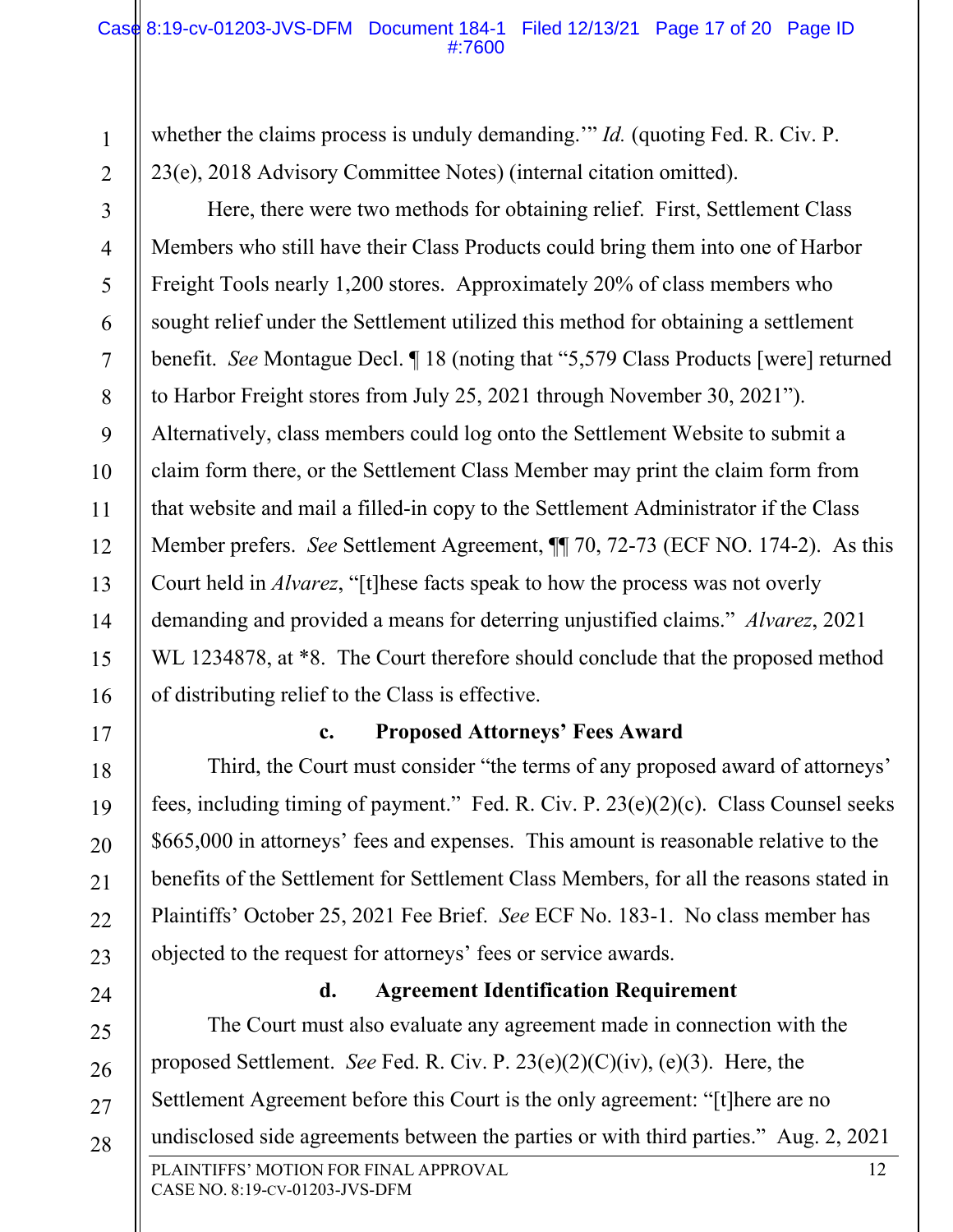whether the claims process is unduly demanding.'" *Id.* (quoting Fed. R. Civ. P. 23(e), 2018 Advisory Committee Notes) (internal citation omitted).

Here, there were two methods for obtaining relief. First, Settlement Class Members who still have their Class Products could bring them into one of Harbor Freight Tools nearly 1,200 stores. Approximately 20% of class members who sought relief under the Settlement utilized this method for obtaining a settlement benefit. *See* Montague Decl. ¶ 18 (noting that "5,579 Class Products [were] returned to Harbor Freight stores from July 25, 2021 through November 30, 2021"). Alternatively, class members could log onto the Settlement Website to submit a claim form there, or the Settlement Class Member may print the claim form from that website and mail a filled-in copy to the Settlement Administrator if the Class Member prefers. *See* Settlement Agreement, ¶¶ 70, 72-73 (ECF NO. 174-2). As this Court held in *Alvarez*, "[t]hese facts speak to how the process was not overly demanding and provided a means for deterring unjustified claims." *Alvarez*, 2021 WL 1234878, at *8. The Court therefore should conclude that the proposed method of distributing relief to the Class is effective.

**c. Proposed Attorneys' Fees Award**

Third, the Court must consider "the terms of any proposed award of attorneys' fees, including timing of payment." Fed. R. Civ. P. 23(e)(2)(c). Class Counsel seeks $665,000 in attorneys' fees and expenses. This amount is reasonable relative to the benefits of the Settlement for Settlement Class Members, for all the reasons stated in Plaintiffs' October 25, 2021 Fee Brief. *See* ECF No. 183-1. No class member has objected to the request for attorneys' fees or service awards.

**d. Agreement Identification Requirement**

The Court must also evaluate any agreement made in connection with the proposed Settlement. *See* Fed. R. Civ. P. 23(e)(2)(C)(iv), (e)(3). Here, the Settlement Agreement before this Court is the only agreement: "[t]here are no undisclosed side agreements between the parties or with third parties." Aug. 2, 2021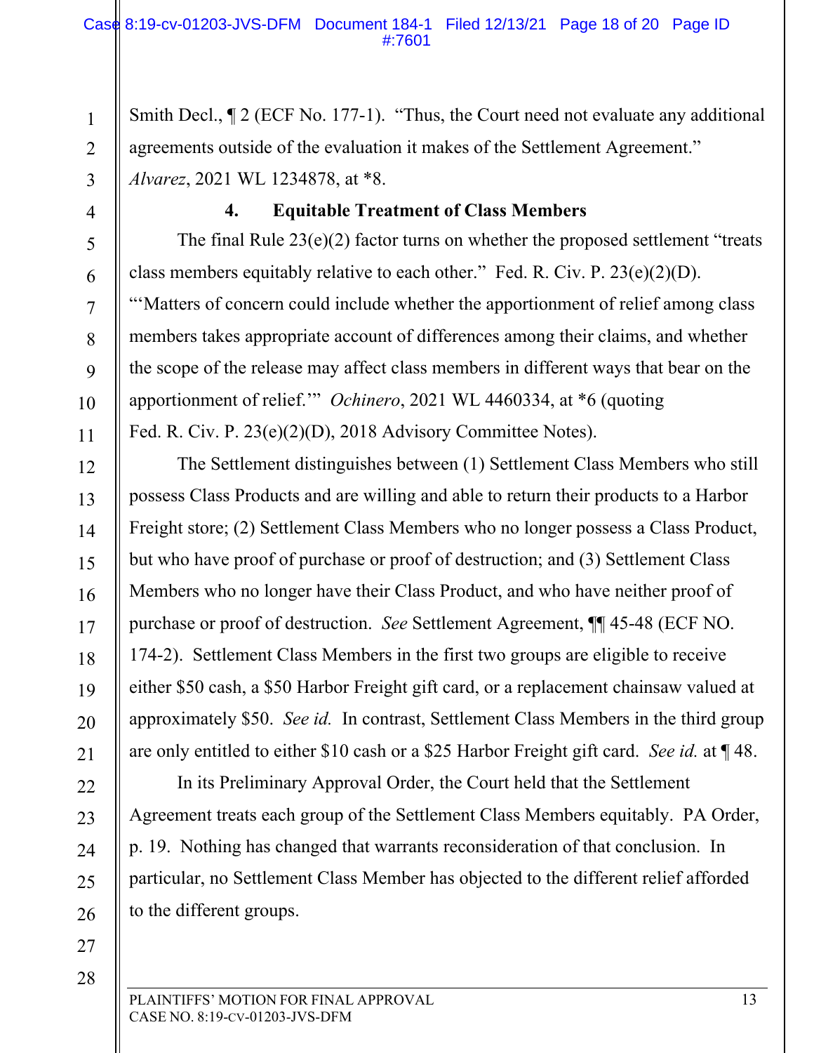Smith Decl., ¶ 2 (ECF No. 177-1). "Thus, the Court need not evaluate any additional agreements outside of the evaluation it makes of the Settlement Agreement." *Alvarez*, 2021 WL 1234878, at *8.

#### 4. Equitable Treatment of Class Members

The final Rule 23(e)(2) factor turns on whether the proposed settlement "treats class members equitably relative to each other." Fed. R. Civ. P. 23(e)(2)(D). "'Matters of concern could include whether the apportionment of relief among class members takes appropriate account of differences among their claims, and whether the scope of the release may affect class members in different ways that bear on the apportionment of relief.'" *Ochinero*, 2021 WL 4460334, at *6 (quoting Fed. R. Civ. P. 23(e)(2)(D), 2018 Advisory Committee Notes).

The Settlement distinguishes between (1) Settlement Class Members who still possess Class Products and are willing and able to return their products to a Harbor Freight store; (2) Settlement Class Members who no longer possess a Class Product, but who have proof of purchase or proof of destruction; and (3) Settlement Class Members who no longer have their Class Product, and who have neither proof of purchase or proof of destruction. *See* Settlement Agreement, ¶¶ 45-48 (ECF NO. 174-2). Settlement Class Members in the first two groups are eligible to receive either $50 cash, a $50 Harbor Freight gift card, or a replacement chainsaw valued at approximately $50. *See id.* In contrast, Settlement Class Members in the third group are only entitled to either $10 cash or a $25 Harbor Freight gift card. *See id.* at ¶ 48.

In its Preliminary Approval Order, the Court held that the Settlement Agreement treats each group of the Settlement Class Members equitably. PA Order, p. 19. Nothing has changed that warrants reconsideration of that conclusion. In particular, no Settlement Class Member has objected to the different relief afforded to the different groups.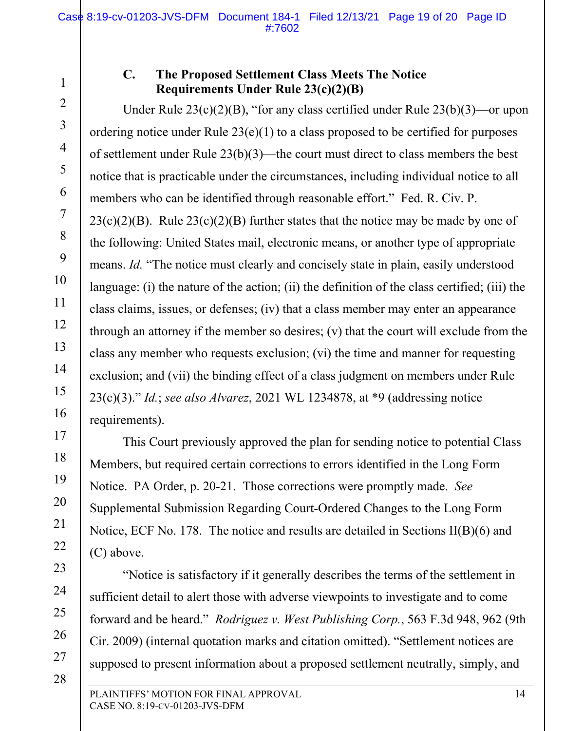### C. The Proposed Settlement Class Meets The Notice Requirements Under Rule 23(c)(2)(B)

Under Rule 23(c)(2)(B), "for any class certified under Rule 23(b)(3)—or upon ordering notice under Rule 23(e)(1) to a class proposed to be certified for purposes of settlement under Rule 23(b)(3)—the court must direct to class members the best notice that is practicable under the circumstances, including individual notice to all members who can be identified through reasonable effort." Fed. R. Civ. P. 23(c)(2)(B). Rule 23(c)(2)(B) further states that the notice may be made by one of the following: United States mail, electronic means, or another type of appropriate means. *Id.* "The notice must clearly and concisely state in plain, easily understood language: (i) the nature of the action; (ii) the definition of the class certified; (iii) the class claims, issues, or defenses; (iv) that a class member may enter an appearance through an attorney if the member so desires; (v) that the court will exclude from the class any member who requests exclusion; (vi) the time and manner for requesting exclusion; and (vii) the binding effect of a class judgment on members under Rule 23(c)(3)." *Id.*; *see also Alvarez*, 2021 WL 1234878, at *9 (addressing notice requirements).

This Court previously approved the plan for sending notice to potential Class Members, but required certain corrections to errors identified in the Long Form Notice. PA Order, p. 20-21. Those corrections were promptly made. *See* Supplemental Submission Regarding Court-Ordered Changes to the Long Form Notice, ECF No. 178. The notice and results are detailed in Sections II(B)(6) and (C) above.

"Notice is satisfactory if it generally describes the terms of the settlement in sufficient detail to alert those with adverse viewpoints to investigate and to come forward and be heard." *Rodriguez v. West Publishing Corp.*, 563 F.3d 948, 962 (9th Cir. 2009) (internal quotation marks and citation omitted). "Settlement notices are supposed to present information about a proposed settlement neutrally, simply, and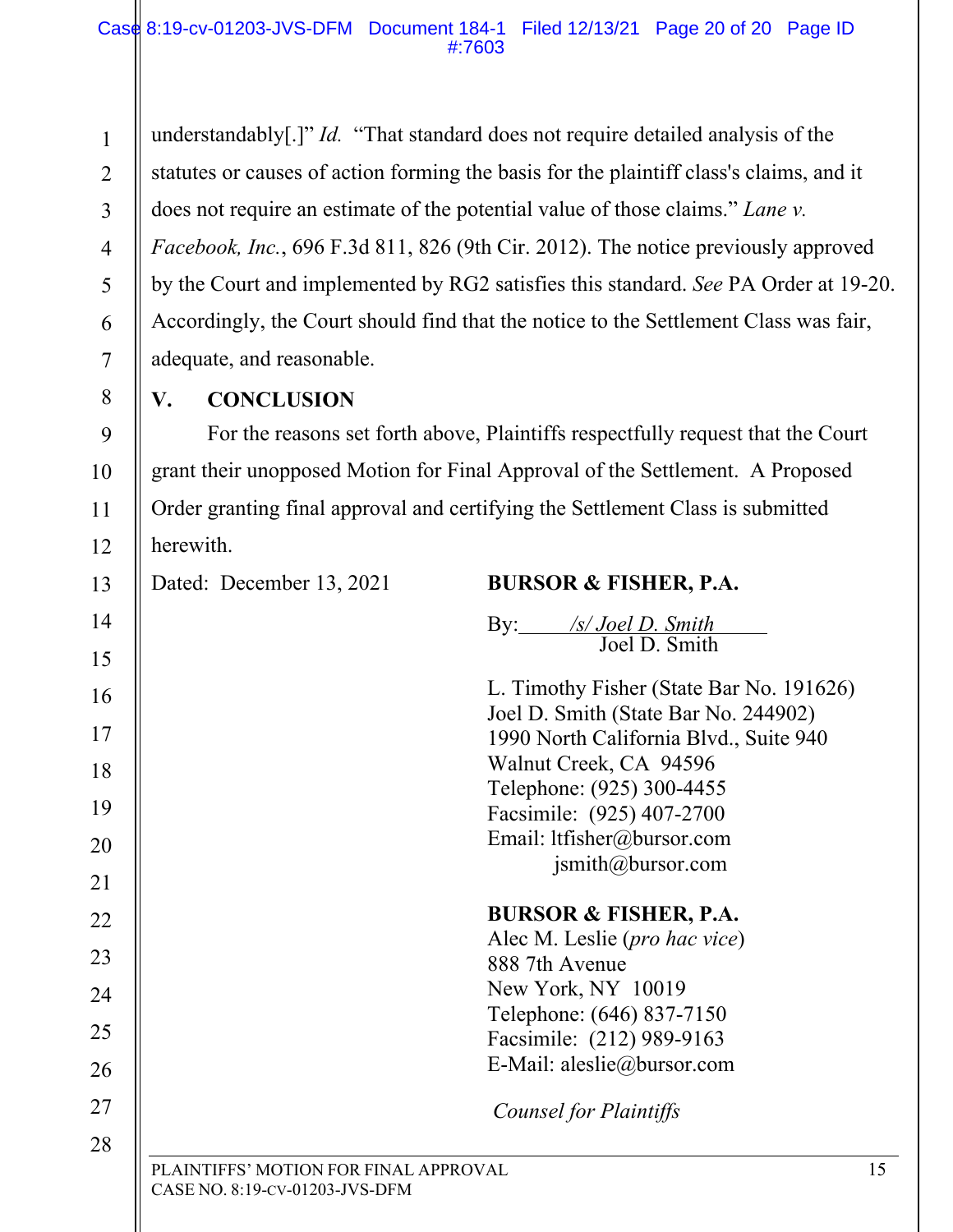understandably[.]" *Id.* "That standard does not require detailed analysis of the statutes or causes of action forming the basis for the plaintiff class's claims, and it does not require an estimate of the potential value of those claims." *Lane v. Facebook, Inc.*, 696 F.3d 811, 826 (9th Cir. 2012). The notice previously approved by the Court and implemented by RG2 satisfies this standard. *See* PA Order at 19-20. Accordingly, the Court should find that the notice to the Settlement Class was fair, adequate, and reasonable.

## V. CONCLUSION

For the reasons set forth above, Plaintiffs respectfully request that the Court grant their unopposed Motion for Final Approval of the Settlement. A Proposed Order granting final approval and certifying the Settlement Class is submitted herewith.

Dated: December 13, 2021

**BURSOR & FISHER, P.A.**

By: */s/ Joel D. Smith*
Joel D. Smith

L. Timothy Fisher (State Bar No. 191626)
Joel D. Smith (State Bar No. 244902)
1990 North California Blvd., Suite 940
Walnut Creek, CA 94596
Telephone: (925) 300-4455
Facsimile: (925) 407-2700
Email: ltfisher@bursor.com
jsmith@bursor.com

**BURSOR & FISHER, P.A.**
Alec M. Leslie (*pro hac vice*)
888 7th Avenue
New York, NY 10019
Telephone: (646) 837-7150
Facsimile: (212) 989-9163
E-Mail: aleslie@bursor.com

*Counsel for Plaintiffs*